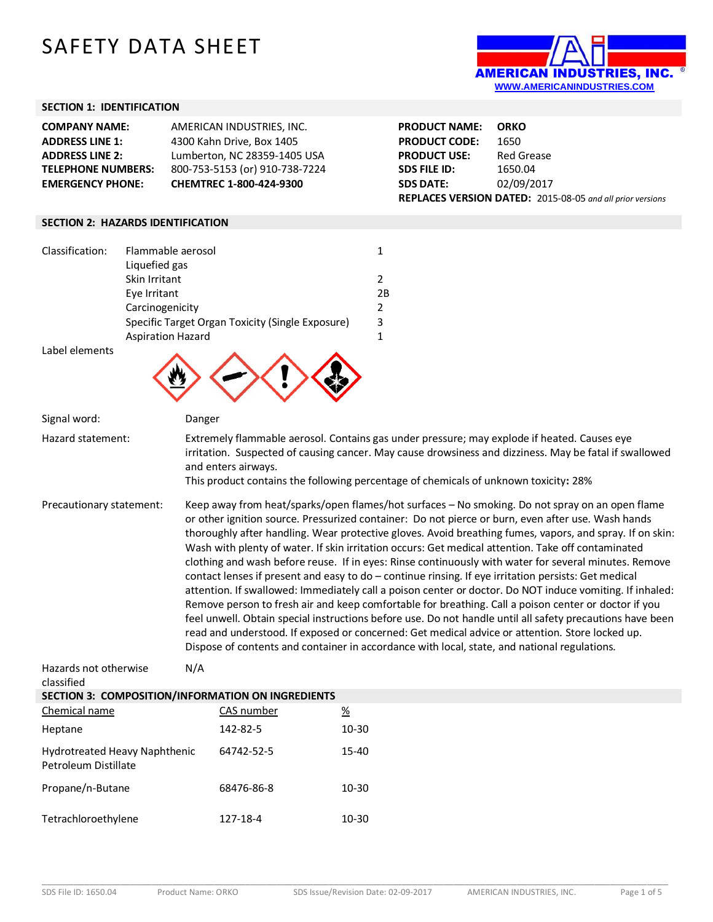# SAFETY DATA SHEET

AMERICAN INDUSTRIES, INC.
WWW.AMERICANINDUSTRIES.COM

## SECTION 1: IDENTIFICATION

| | |
|---|---|
| **COMPANY NAME:** | AMERICAN INDUSTRIES, INC. |
| **ADDRESS LINE 1:** | 4300 Kahn Drive, Box 1405 |
| **ADDRESS LINE 2:** | Lumberton, NC 28359-1405 USA |
| **TELEPHONE NUMBERS:** | 800-753-5153 (or) 910-738-7224 |
| **EMERGENCY PHONE:** | **CHEMTREC 1-800-424-9300** |

| | |
|---|---|
| **PRODUCT NAME:** | **ORKO** |
| **PRODUCT CODE:** | 1650 |
| **PRODUCT USE:** | Red Grease |
| **SDS FILE ID:** | 1650.04 |
| **SDS DATE:** | 02/09/2017 |

**REPLACES VERSION DATED:** 2015-08-05 *and all prior versions*

## SECTION 2: HAZARDS IDENTIFICATION

| Classification: | | |
|---|---|---|
| | Flammable aerosol | 1 |
| | Liquefied gas | |
| | Skin Irritant | 2 |
| | Eye Irritant | 2B |
| | Carcinogenicity | 2 |
| | Specific Target Organ Toxicity (Single Exposure) | 3 |
| | Aspiration Hazard | 1 |

Label elements

**Signal word:** Danger

**Hazard statement:** Extremely flammable aerosol. Contains gas under pressure; may explode if heated. Causes eye irritation. Suspected of causing cancer. May cause drowsiness and dizziness. May be fatal if swallowed and enters airways.
This product contains the following percentage of chemicals of unknown toxicity**:** 28%

**Precautionary statement:** Keep away from heat/sparks/open flames/hot surfaces – No smoking. Do not spray on an open flame or other ignition source. Pressurized container: Do not pierce or burn, even after use. Wash hands thoroughly after handling. Wear protective gloves. Avoid breathing fumes, vapors, and spray. If on skin: Wash with plenty of water. If skin irritation occurs: Get medical attention. Take off contaminated clothing and wash before reuse. If in eyes: Rinse continuously with water for several minutes. Remove contact lenses if present and easy to do – continue rinsing. If eye irritation persists: Get medical attention. If swallowed: Immediately call a poison center or doctor. Do NOT induce vomiting. If inhaled: Remove person to fresh air and keep comfortable for breathing. Call a poison center or doctor if you feel unwell. Obtain special instructions before use. Do not handle until all safety precautions have been read and understood. If exposed or concerned: Get medical advice or attention. Store locked up. Dispose of contents and container in accordance with local, state, and national regulations.

**Hazards not otherwise classified:** N/A

## SECTION 3: COMPOSITION/INFORMATION ON INGREDIENTS

| Chemical name | CAS number | % |
|---|---|---|
| Heptane | 142-82-5 | 10-30 |
| Hydrotreated Heavy Naphthenic Petroleum Distillate | 64742-52-5 | 15-40 |
| Propane/n-Butane | 68476-86-8 | 10-30 |
| Tetrachloroethylene | 127-18-4 | 10-30 |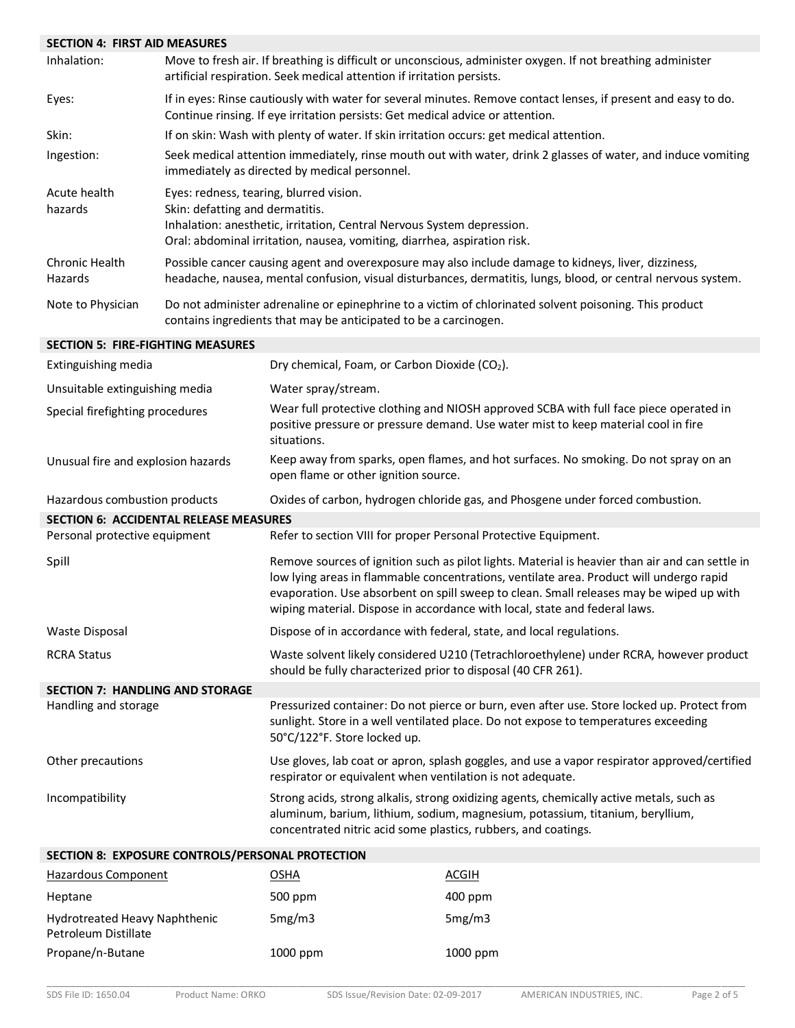## SECTION 4: FIRST AID MEASURES

| | |
|---|---|
| Inhalation: | Move to fresh air. If breathing is difficult or unconscious, administer oxygen. If not breathing administer artificial respiration. Seek medical attention if irritation persists. |
| Eyes: | If in eyes: Rinse cautiously with water for several minutes. Remove contact lenses, if present and easy to do. Continue rinsing. If eye irritation persists: Get medical advice or attention. |
| Skin: | If on skin: Wash with plenty of water. If skin irritation occurs: get medical attention. |
| Ingestion: | Seek medical attention immediately, rinse mouth out with water, drink 2 glasses of water, and induce vomiting immediately as directed by medical personnel. |
| Acute health hazards | Eyes: redness, tearing, blurred vision.<br>Skin: defatting and dermatitis.<br>Inhalation: anesthetic, irritation, Central Nervous System depression.<br>Oral: abdominal irritation, nausea, vomiting, diarrhea, aspiration risk. |
| Chronic Health Hazards | Possible cancer causing agent and overexposure may also include damage to kidneys, liver, dizziness, headache, nausea, mental confusion, visual disturbances, dermatitis, lungs, blood, or central nervous system. |
| Note to Physician | Do not administer adrenaline or epinephrine to a victim of chlorinated solvent poisoning. This product contains ingredients that may be anticipated to be a carcinogen. |

## SECTION 5: FIRE-FIGHTING MEASURES

| | |
|---|---|
| Extinguishing media | Dry chemical, Foam, or Carbon Dioxide ($CO_2$). |
| Unsuitable extinguishing media | Water spray/stream. |
| Special firefighting procedures | Wear full protective clothing and NIOSH approved SCBA with full face piece operated in positive pressure or pressure demand. Use water mist to keep material cool in fire situations. |
| Unusual fire and explosion hazards | Keep away from sparks, open flames, and hot surfaces. No smoking. Do not spray on an open flame or other ignition source. |
| Hazardous combustion products | Oxides of carbon, hydrogen chloride gas, and Phosgene under forced combustion. |

## SECTION 6: ACCIDENTAL RELEASE MEASURES

| | |
|---|---|
| Personal protective equipment | Refer to section VIII for proper Personal Protective Equipment. |
| Spill | Remove sources of ignition such as pilot lights. Material is heavier than air and can settle in low lying areas in flammable concentrations, ventilate area. Product will undergo rapid evaporation. Use absorbent on spill sweep to clean. Small releases may be wiped up with wiping material. Dispose in accordance with local, state and federal laws. |
| Waste Disposal | Dispose of in accordance with federal, state, and local regulations. |
| RCRA Status | Waste solvent likely considered U210 (Tetrachloroethylene) under RCRA, however product should be fully characterized prior to disposal (40 CFR 261). |

## SECTION 7: HANDLING AND STORAGE

| | |
|---|---|
| Handling and storage | Pressurized container: Do not pierce or burn, even after use. Store locked up. Protect from sunlight. Store in a well ventilated place. Do not expose to temperatures exceeding 50°C/122°F. Store locked up. |
| Other precautions | Use gloves, lab coat or apron, splash goggles, and use a vapor respirator approved/certified respirator or equivalent when ventilation is not adequate. |
| Incompatibility | Strong acids, strong alkalis, strong oxidizing agents, chemically active metals, such as aluminum, barium, lithium, sodium, magnesium, potassium, titanium, beryllium, concentrated nitric acid some plastics, rubbers, and coatings. |

## SECTION 8: EXPOSURE CONTROLS/PERSONAL PROTECTION

| Hazardous Component | OSHA | ACGIH |
|---|---|---|
| Heptane | 500 ppm | 400 ppm |
| Hydrotreated Heavy Naphthenic Petroleum Distillate | 5mg/m3 | 5mg/m3 |
| Propane/n-Butane | 1000 ppm | 1000 ppm |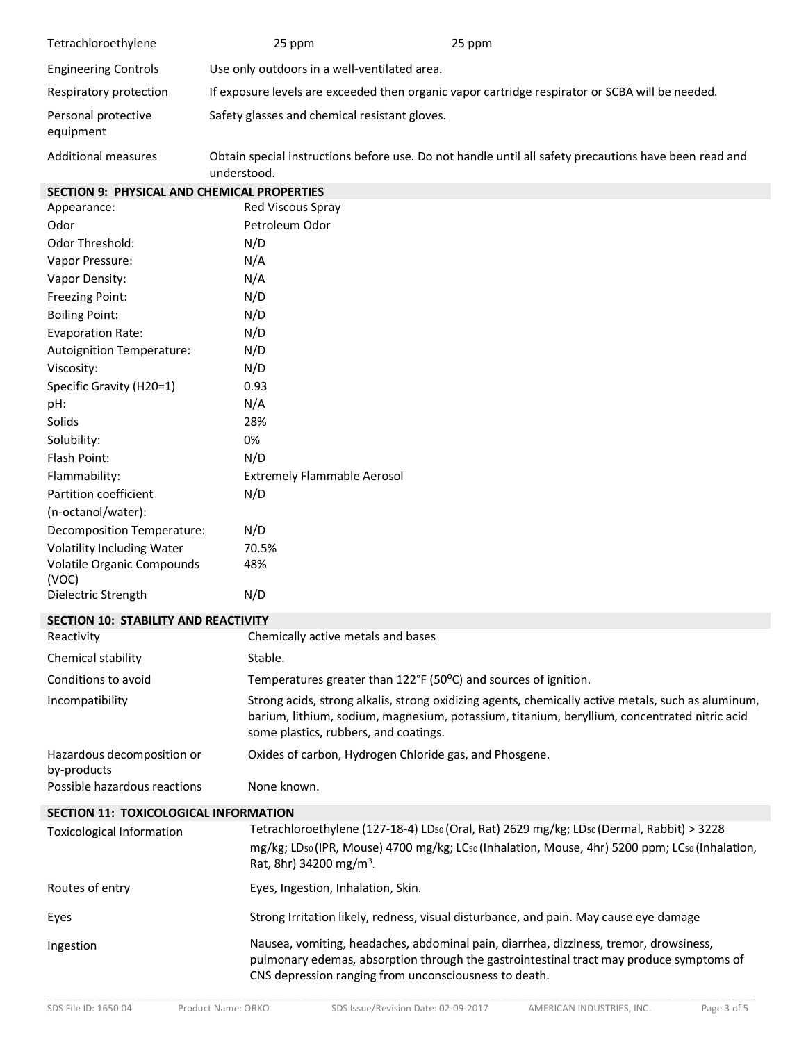| | | |
|---|---|---|
| Tetrachloroethylene | 25 ppm | 25 ppm |

| | |
|---|---|
| Engineering Controls | Use only outdoors in a well-ventilated area. |
| Respiratory protection | If exposure levels are exceeded then organic vapor cartridge respirator or SCBA will be needed. |
| Personal protective equipment | Safety glasses and chemical resistant gloves. |
| Additional measures | Obtain special instructions before use. Do not handle until all safety precautions have been read and understood. |

## SECTION 9: PHYSICAL AND CHEMICAL PROPERTIES

| | |
|---|---|
| Appearance: | Red Viscous Spray |
| Odor | Petroleum Odor |
| Odor Threshold: | N/D |
| Vapor Pressure: | N/A |
| Vapor Density: | N/A |
| Freezing Point: | N/D |
| Boiling Point: | N/D |
| Evaporation Rate: | N/D |
| Autoignition Temperature: | N/D |
| Viscosity: | N/D |
| Specific Gravity (H20=1) | 0.93 |
| pH: | N/A |
| Solids | 28% |
| Solubility: | 0% |
| Flash Point: | N/D |
| Flammability: | Extremely Flammable Aerosol |
| Partition coefficient (n-octanol/water): | N/D |
| Decomposition Temperature: | N/D |
| Volatility Including Water | 70.5% |
| Volatile Organic Compounds (VOC) | 48% |
| Dielectric Strength | N/D |

## SECTION 10: STABILITY AND REACTIVITY

| | |
|---|---|
| Reactivity | Chemically active metals and bases |
| Chemical stability | Stable. |
| Conditions to avoid | Temperatures greater than 122°F (50°C) and sources of ignition. |
| Incompatibility | Strong acids, strong alkalis, strong oxidizing agents, chemically active metals, such as aluminum, barium, lithium, sodium, magnesium, potassium, titanium, beryllium, concentrated nitric acid some plastics, rubbers, and coatings. |
| Hazardous decomposition or by-products | Oxides of carbon, Hydrogen Chloride gas, and Phosgene. |
| Possible hazardous reactions | None known. |

## SECTION 11: TOXICOLOGICAL INFORMATION

| | |
|---|---|
| Toxicological Information | Tetrachloroethylene (127-18-4) $LD_{50}$ (Oral, Rat) 2629 mg/kg; $LD_{50}$ (Dermal, Rabbit) > 3228 mg/kg; $LD_{50}$ (IPR, Mouse) 4700 mg/kg; $LC_{50}$ (Inhalation, Mouse, 4hr) 5200 ppm; $LC_{50}$ (Inhalation, Rat, 8hr) 34200 mg/m$^3$. |
| Routes of entry | Eyes, Ingestion, Inhalation, Skin. |
| Eyes | Strong Irritation likely, redness, visual disturbance, and pain. May cause eye damage |
| Ingestion | Nausea, vomiting, headaches, abdominal pain, diarrhea, dizziness, tremor, drowsiness, pulmonary edemas, absorption through the gastrointestinal tract may produce symptoms of CNS depression ranging from unconsciousness to death. |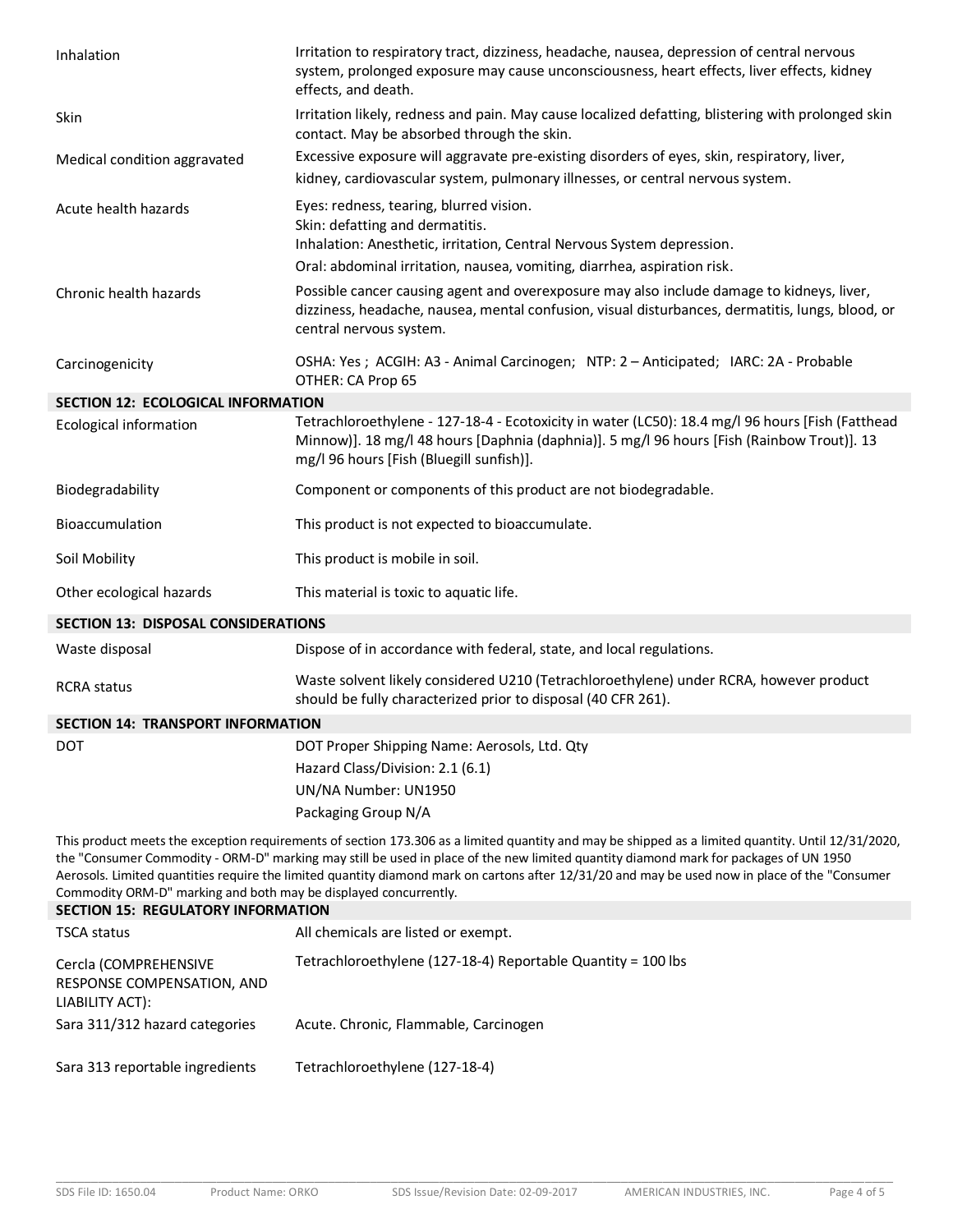| | |
|---|---|
| Inhalation | Irritation to respiratory tract, dizziness, headache, nausea, depression of central nervous system, prolonged exposure may cause unconsciousness, heart effects, liver effects, kidney effects, and death. |
| Skin | Irritation likely, redness and pain. May cause localized defatting, blistering with prolonged skin contact. May be absorbed through the skin. |
| Medical condition aggravated | Excessive exposure will aggravate pre-existing disorders of eyes, skin, respiratory, liver, kidney, cardiovascular system, pulmonary illnesses, or central nervous system. |
| Acute health hazards | Eyes: redness, tearing, blurred vision.<br>Skin: defatting and dermatitis.<br>Inhalation: Anesthetic, irritation, Central Nervous System depression.<br>Oral: abdominal irritation, nausea, vomiting, diarrhea, aspiration risk. |
| Chronic health hazards | Possible cancer causing agent and overexposure may also include damage to kidneys, liver, dizziness, headache, nausea, mental confusion, visual disturbances, dermatitis, lungs, blood, or central nervous system. |
| Carcinogenicity | OSHA: Yes ; ACGIH: A3 - Animal Carcinogen; NTP: 2 – Anticipated; IARC: 2A - Probable<br>OTHER: CA Prop 65 |

## SECTION 12: ECOLOGICAL INFORMATION

| | |
|---|---|
| Ecological information | Tetrachloroethylene - 127-18-4 - Ecotoxicity in water (LC50): 18.4 mg/l 96 hours [Fish (Fatthead Minnow)]. 18 mg/l 48 hours [Daphnia (daphnia)]. 5 mg/l 96 hours [Fish (Rainbow Trout)]. 13 mg/l 96 hours [Fish (Bluegill sunfish)]. |
| Biodegradability | Component or components of this product are not biodegradable. |
| Bioaccumulation | This product is not expected to bioaccumulate. |
| Soil Mobility | This product is mobile in soil. |
| Other ecological hazards | This material is toxic to aquatic life. |

## SECTION 13: DISPOSAL CONSIDERATIONS

| | |
|---|---|
| Waste disposal | Dispose of in accordance with federal, state, and local regulations. |
| RCRA status | Waste solvent likely considered U210 (Tetrachloroethylene) under RCRA, however product should be fully characterized prior to disposal (40 CFR 261). |

## SECTION 14: TRANSPORT INFORMATION

| | |
|---|---|
| DOT | DOT Proper Shipping Name: Aerosols, Ltd. Qty<br>Hazard Class/Division: 2.1 (6.1)<br>UN/NA Number: UN1950<br>Packaging Group N/A |

This product meets the exception requirements of section 173.306 as a limited quantity and may be shipped as a limited quantity. Until 12/31/2020, the "Consumer Commodity - ORM-D" marking may still be used in place of the new limited quantity diamond mark for packages of UN 1950 Aerosols. Limited quantities require the limited quantity diamond mark on cartons after 12/31/20 and may be used now in place of the "Consumer Commodity ORM-D" marking and both may be displayed concurrently.

## SECTION 15: REGULATORY INFORMATION

| | |
|---|---|
| TSCA status | All chemicals are listed or exempt. |
| Cercla (COMPREHENSIVE RESPONSE COMPENSATION, AND LIABILITY ACT): | Tetrachloroethylene (127-18-4) Reportable Quantity = 100 lbs |
| Sara 311/312 hazard categories | Acute. Chronic, Flammable, Carcinogen |
| Sara 313 reportable ingredients | Tetrachloroethylene (127-18-4) |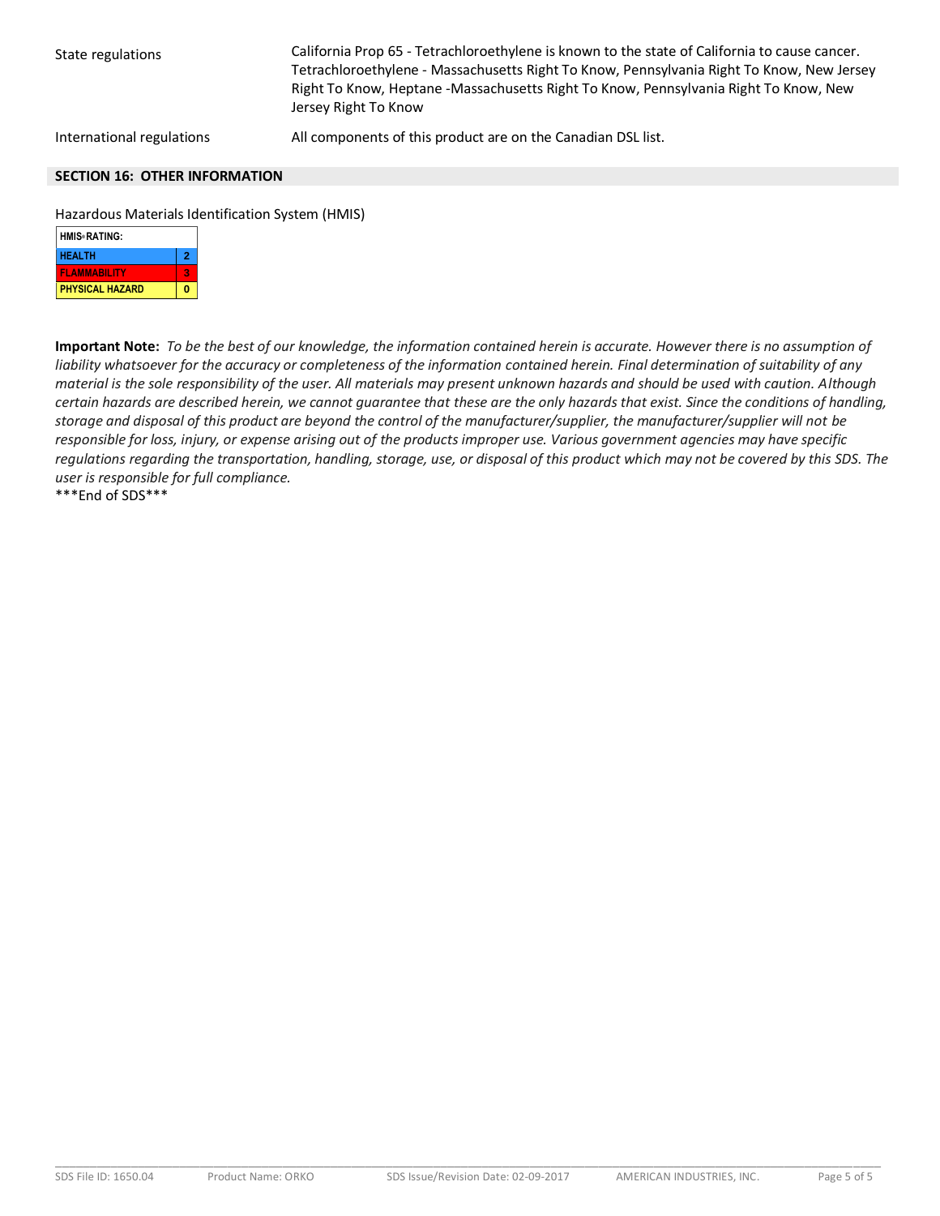| | |
|---|---|
| State regulations | California Prop 65 - Tetrachloroethylene is known to the state of California to cause cancer. Tetrachloroethylene - Massachusetts Right To Know, Pennsylvania Right To Know, New Jersey Right To Know, Heptane -Massachusetts Right To Know, Pennsylvania Right To Know, New Jersey Right To Know |
| International regulations | All components of this product are on the Canadian DSL list. |

## SECTION 16: OTHER INFORMATION

Hazardous Materials Identification System (HMIS)

| HMIS® RATING: | |
|---|---|
| HEALTH | 2 |
| FLAMMABILITY | 3 |
| PHYSICAL HAZARD | 0 |

**Important Note:** *To be the best of our knowledge, the information contained herein is accurate. However there is no assumption of liability whatsoever for the accuracy or completeness of the information contained herein. Final determination of suitability of any material is the sole responsibility of the user. All materials may present unknown hazards and should be used with caution. Although certain hazards are described herein, we cannot guarantee that these are the only hazards that exist. Since the conditions of handling, storage and disposal of this product are beyond the control of the manufacturer/supplier, the manufacturer/supplier will not be responsible for loss, injury, or expense arising out of the products improper use. Various government agencies may have specific regulations regarding the transportation, handling, storage, use, or disposal of this product which may not be covered by this SDS. The user is responsible for full compliance.*

***End of SDS***